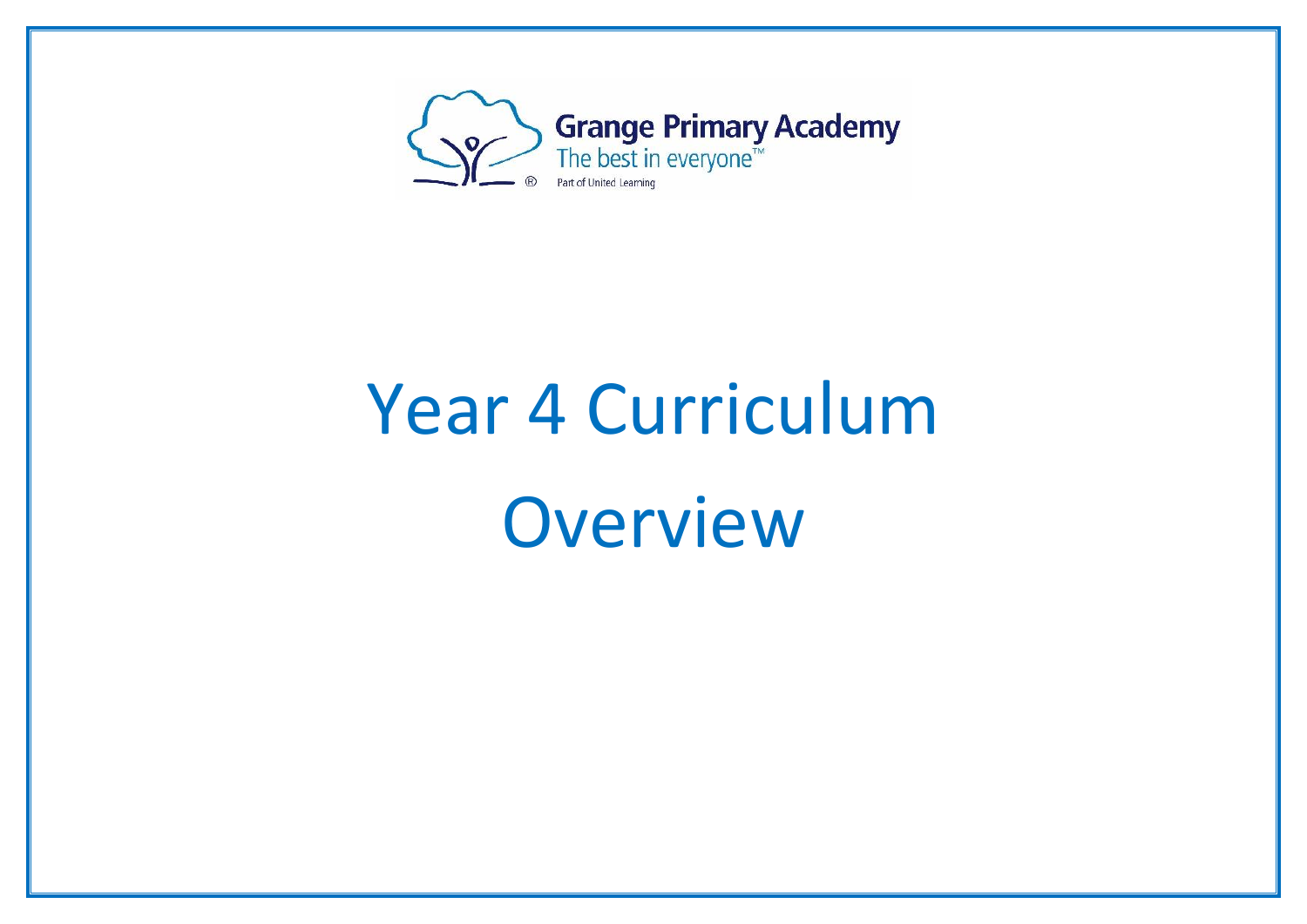Grange Primary Academy

The best in everyone™

Part of United Learning

# Year 4 Curriculum Overview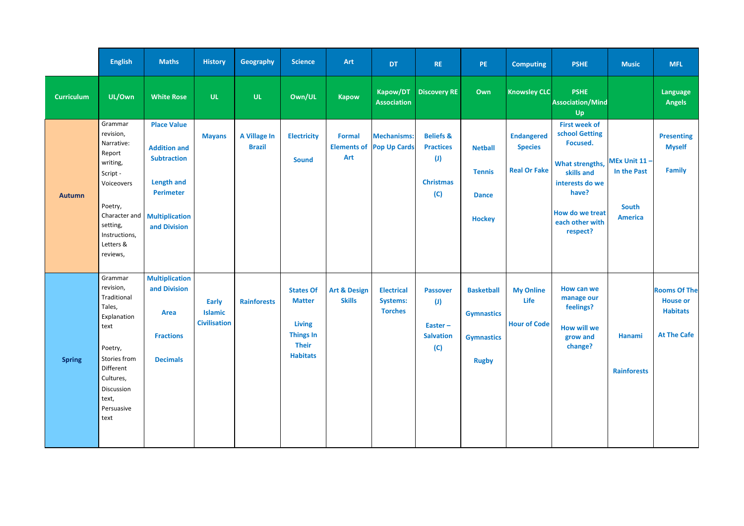| | English | Maths | History | Geography | Science | Art | DT | RE | PE | Computing | PSHE | Music | MFL |
|---|---|---|---|---|---|---|---|---|---|---|---|---|---|
| **Curriculum** | UL/Own | White Rose | UL | UL | Own/UL | Kapow | Kapow/DT Association | Discovery RE | Own | Knowsley CLC | PSHE Association/Mind Up | | Language Angels |
| **Autumn** | Grammar revision, Narrative: Report writing, Script - Voiceovers<br><br>Poetry, Character and setting, Instructions, Letters & reviews, | Place Value<br><br>Addition and Subtraction<br><br>Length and Perimeter<br><br>Multiplication and Division | Mayans | A Village In Brazil | Electricity<br><br>Sound | Formal Elements of Art | Mechanisms: Pop Up Cards | Beliefs & Practices (J)<br><br>Christmas (C) | Netball<br><br>Tennis<br><br>Dance<br><br>Hockey | Endangered Species<br><br>Real Or Fake | First week of school Getting Focused.<br><br>What strengths, skills and interests do we have?<br><br>How do we treat each other with respect? | MEx Unit 11 – In the Past<br><br>South America | Presenting Myself<br><br>Family |
| **Spring** | Grammar revision, Traditional Tales, Explanation text<br><br>Poetry, Stories from Different Cultures, Discussion text, Persuasive text | Multiplication and Division<br><br>Area<br><br>Fractions<br><br>Decimals | Early Islamic Civilisation | Rainforests | States Of Matter<br><br>Living Things In Their Habitats | Art & Design Skills | Electrical Systems: Torches | Passover (J)<br><br>Easter – Salvation (C) | Basketball<br><br>Gymnastics<br><br>Gymnastics<br><br>Rugby | My Online Life<br><br>Hour of Code | How can we manage our feelings?<br><br>How will we grow and change? | Hanami<br><br>Rainforests | Rooms Of The House or Habitats<br><br>At The Cafe |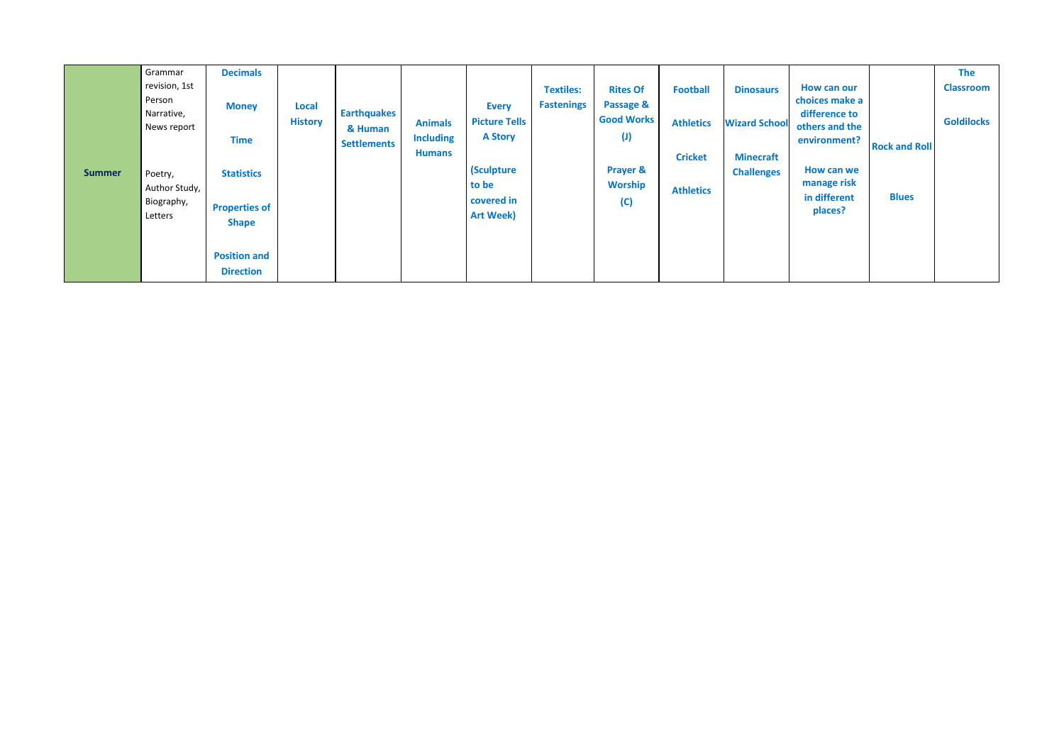| | | | | | | | | | | | | | | |
|---|---|---|---|---|---|---|---|---|---|---|---|---|---|---|
| **Summer** | Grammar revision, 1st Person Narrative, News report<br><br>Poetry, Author Study, Biography, Letters | **Decimals**<br><br>**Money**<br><br>**Time**<br><br>**Statistics**<br><br>**Properties of Shape**<br><br>**Position and Direction** | **Local History** | **Earthquakes & Human Settlements** | **Animals Including Humans** | **Every Picture Tells A Story**<br><br>**(Sculpture to be covered in Art Week)** | **Textiles: Fastenings** | **Rites Of Passage & Good Works (J)**<br><br>**Prayer & Worship (C)** | **Football**<br><br>**Athletics**<br><br>**Cricket**<br><br>**Athletics** | **Dinosaurs**<br><br>**Wizard School**<br><br>**Minecraft Challenges** | **How can our choices make a difference to others and the environment?**<br><br>**How can we manage risk in different places?** | **Rock and Roll**<br><br>**Blues** | **The Classroom**<br><br>**Goldilocks** |